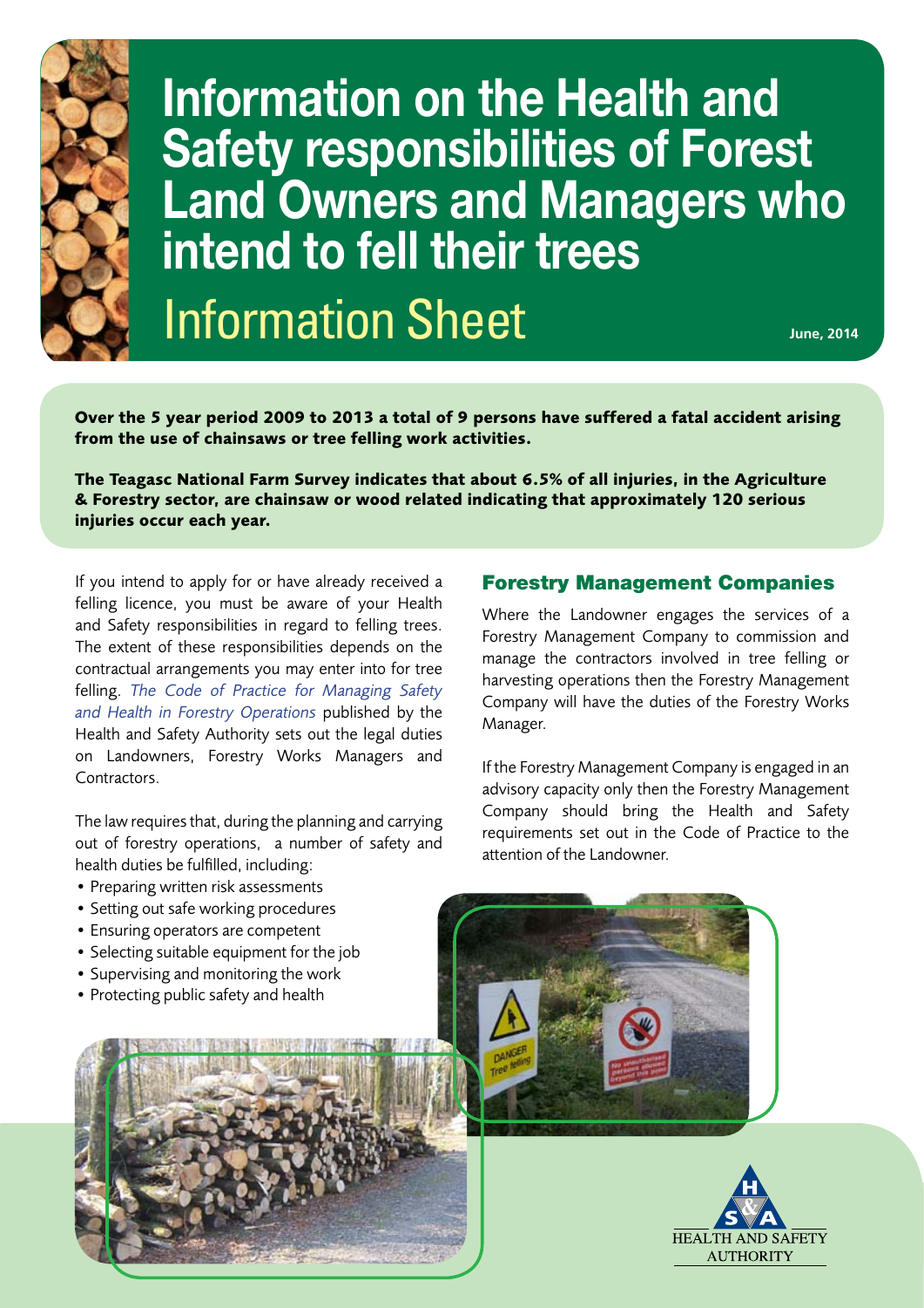# Information on the Health and Safety responsibilities of Forest Land Owners and Managers who intend to fell their trees

## Information Sheet

June, 2014

**Over the 5 year period 2009 to 2013 a total of 9 persons have suffered a fatal accident arising from the use of chainsaws or tree felling work activities.**

**The Teagasc National Farm Survey indicates that about 6.5% of all injuries, in the Agriculture & Forestry sector, are chainsaw or wood related indicating that approximately 120 serious injuries occur each year.**

If you intend to apply for or have already received a felling licence, you must be aware of your Health and Safety responsibilities in regard to felling trees. The extent of these responsibilities depends on the contractual arrangements you may enter into for tree felling. *The Code of Practice for Managing Safety and Health in Forestry Operations* published by the Health and Safety Authority sets out the legal duties on Landowners, Forestry Works Managers and Contractors.

The law requires that, during the planning and carrying out of forestry operations, a number of safety and health duties be fulfilled, including:

- Preparing written risk assessments
- Setting out safe working procedures
- Ensuring operators are competent
- Selecting suitable equipment for the job
- Supervising and monitoring the work
- Protecting public safety and health

### Forestry Management Companies

Where the Landowner engages the services of a Forestry Management Company to commission and manage the contractors involved in tree felling or harvesting operations then the Forestry Management Company will have the duties of the Forestry Works Manager.

If the Forestry Management Company is engaged in an advisory capacity only then the Forestry Management Company should bring the Health and Safety requirements set out in the Code of Practice to the attention of the Landowner.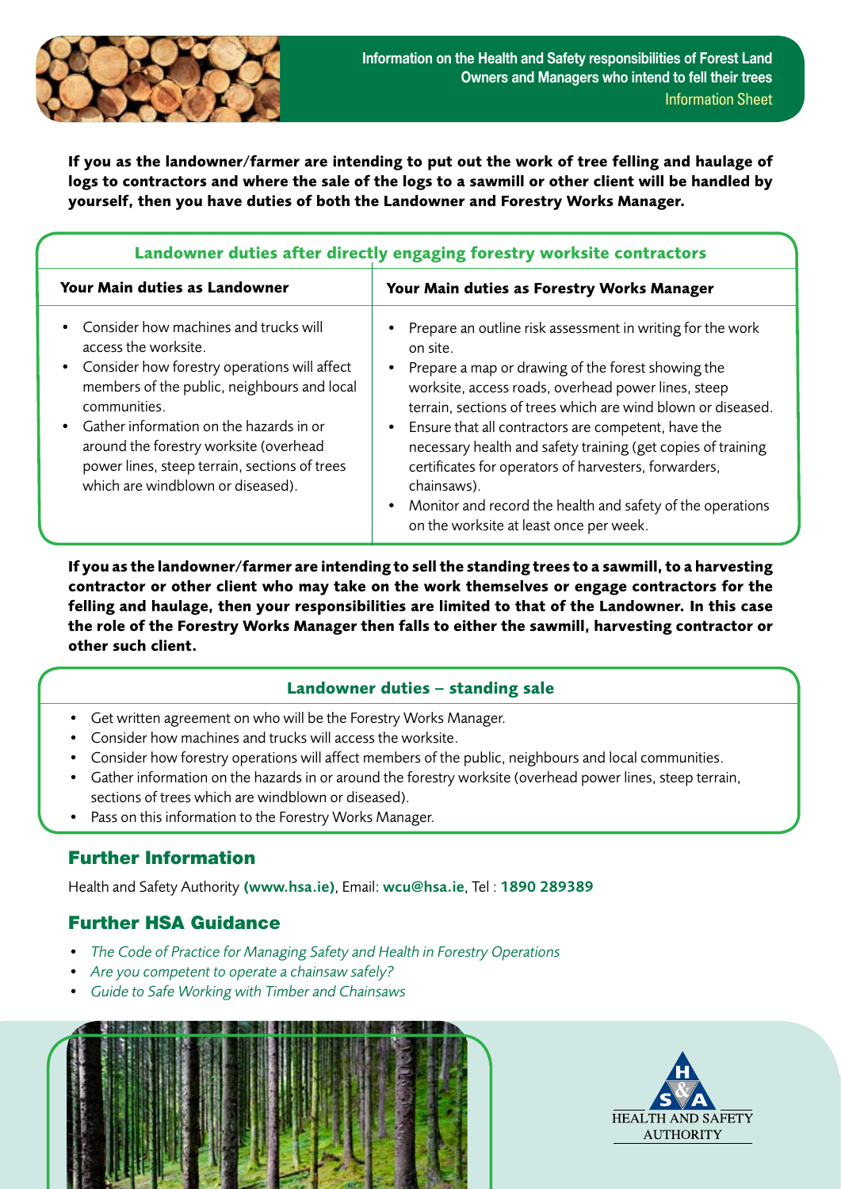Information on the Health and Safety responsibilities of Forest Land Owners and Managers who intend to fell their trees

Information Sheet

**If you as the landowner/farmer are intending to put out the work of tree felling and haulage of logs to contractors and where the sale of the logs to a sawmill or other client will be handled by yourself, then you have duties of both the Landowner and Forestry Works Manager.**

## Landowner duties after directly engaging forestry worksite contractors

| Your Main duties as Landowner | Your Main duties as Forestry Works Manager |
|---|---|
| • Consider how machines and trucks will access the worksite.<br>• Consider how forestry operations will affect members of the public, neighbours and local communities.<br>• Gather information on the hazards in or around the forestry worksite (overhead power lines, steep terrain, sections of trees which are windblown or diseased). | • Prepare an outline risk assessment in writing for the work on site.<br>• Prepare a map or drawing of the forest showing the worksite, access roads, overhead power lines, steep terrain, sections of trees which are wind blown or diseased.<br>• Ensure that all contractors are competent, have the necessary health and safety training (get copies of training certificates for operators of harvesters, forwarders, chainsaws).<br>• Monitor and record the health and safety of the operations on the worksite at least once per week. |

**If you as the landowner/farmer are intending to sell the standing trees to a sawmill, to a harvesting contractor or other client who may take on the work themselves or engage contractors for the felling and haulage, then your responsibilities are limited to that of the Landowner. In this case the role of the Forestry Works Manager then falls to either the sawmill, harvesting contractor or other such client.**

## Landowner duties – standing sale

- Get written agreement on who will be the Forestry Works Manager.
- Consider how machines and trucks will access the worksite.
- Consider how forestry operations will affect members of the public, neighbours and local communities.
- Gather information on the hazards in or around the forestry worksite (overhead power lines, steep terrain, sections of trees which are windblown or diseased).
- Pass on this information to the Forestry Works Manager.

## Further Information

Health and Safety Authority **(www.hsa.ie)**, Email: **wcu@hsa.ie**, Tel : **1890 289389**

## Further HSA Guidance

- *The Code of Practice for Managing Safety and Health in Forestry Operations*
- *Are you competent to operate a chainsaw safely?*
- *Guide to Safe Working with Timber and Chainsaws*

HEALTH AND SAFETY AUTHORITY